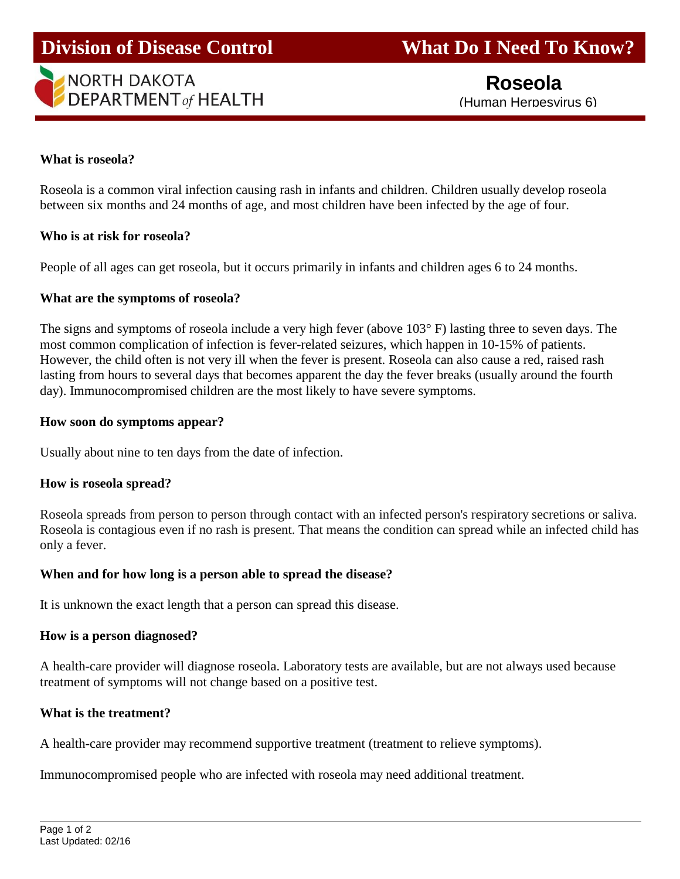Division of Disease Control

What Do I Need To Know?

NORTH DAKOTA DEPARTMENT of HEALTH

# Roseola

(Human Herpesvirus 6)

**What is roseola?**

Roseola is a common viral infection causing rash in infants and children. Children usually develop roseola between six months and 24 months of age, and most children have been infected by the age of four.

**Who is at risk for roseola?**

People of all ages can get roseola, but it occurs primarily in infants and children ages 6 to 24 months.

**What are the symptoms of roseola?**

The signs and symptoms of roseola include a very high fever (above 103° F) lasting three to seven days. The most common complication of infection is fever-related seizures, which happen in 10-15% of patients. However, the child often is not very ill when the fever is present. Roseola can also cause a red, raised rash lasting from hours to several days that becomes apparent the day the fever breaks (usually around the fourth day). Immunocompromised children are the most likely to have severe symptoms.

**How soon do symptoms appear?**

Usually about nine to ten days from the date of infection.

**How is roseola spread?**

Roseola spreads from person to person through contact with an infected person's respiratory secretions or saliva. Roseola is contagious even if no rash is present. That means the condition can spread while an infected child has only a fever.

**When and for how long is a person able to spread the disease?**

It is unknown the exact length that a person can spread this disease.

**How is a person diagnosed?**

A health-care provider will diagnose roseola. Laboratory tests are available, but are not always used because treatment of symptoms will not change based on a positive test.

**What is the treatment?**

A health-care provider may recommend supportive treatment (treatment to relieve symptoms).

Immunocompromised people who are infected with roseola may need additional treatment.

Last Updated: 02/16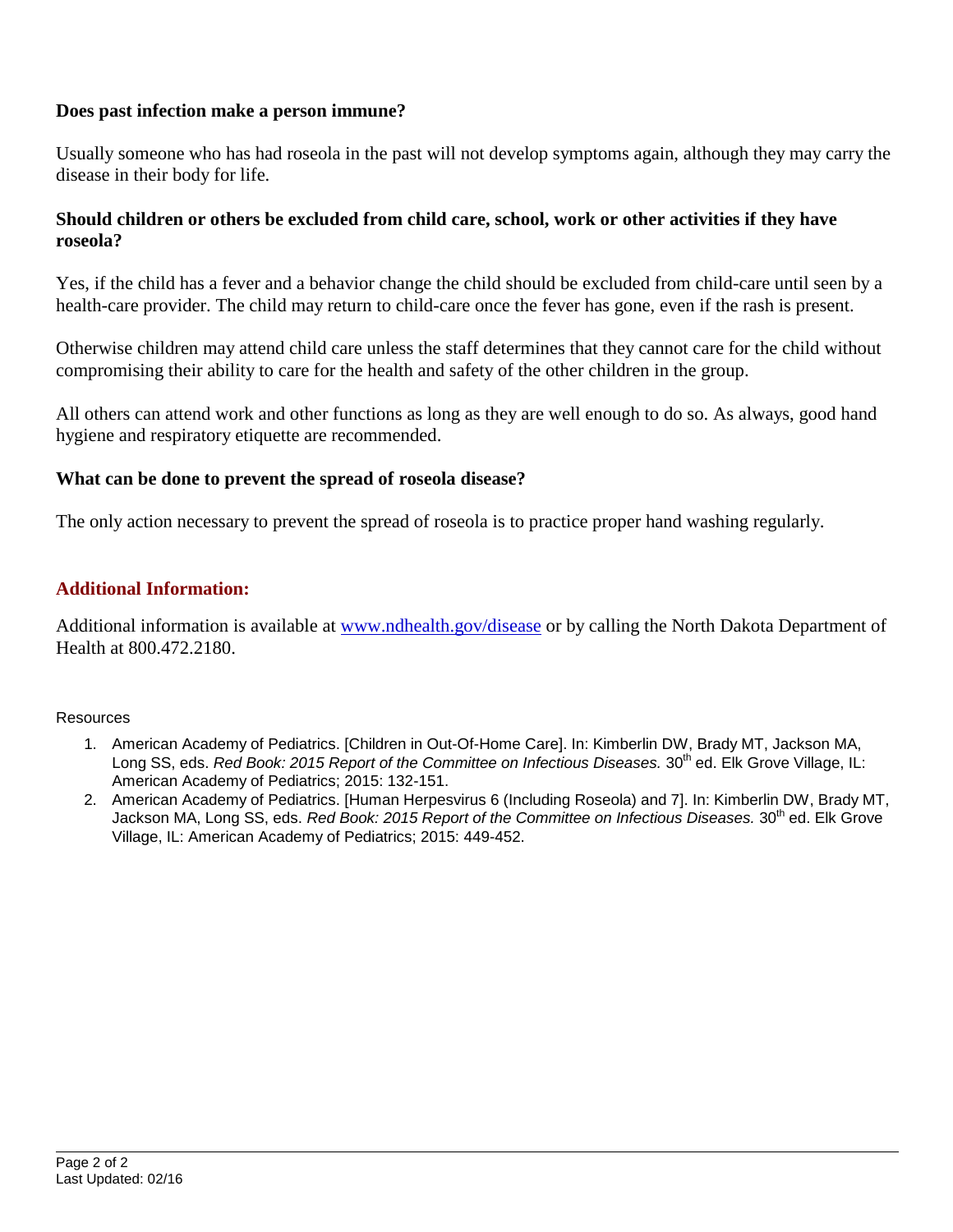**Does past infection make a person immune?**

Usually someone who has had roseola in the past will not develop symptoms again, although they may carry the disease in their body for life.

**Should children or others be excluded from child care, school, work or other activities if they have roseola?**

Yes, if the child has a fever and a behavior change the child should be excluded from child-care until seen by a health-care provider. The child may return to child-care once the fever has gone, even if the rash is present.

Otherwise children may attend child care unless the staff determines that they cannot care for the child without compromising their ability to care for the health and safety of the other children in the group.

All others can attend work and other functions as long as they are well enough to do so. As always, good hand hygiene and respiratory etiquette are recommended.

**What can be done to prevent the spread of roseola disease?**

The only action necessary to prevent the spread of roseola is to practice proper hand washing regularly.

## Additional Information:

Additional information is available at [www.ndhealth.gov/disease](http://www.ndhealth.gov/disease) or by calling the North Dakota Department of Health at 800.472.2180.

Resources

1. American Academy of Pediatrics. [Children in Out-Of-Home Care]. In: Kimberlin DW, Brady MT, Jackson MA, Long SS, eds. *Red Book: 2015 Report of the Committee on Infectious Diseases.* 30th ed. Elk Grove Village, IL: American Academy of Pediatrics; 2015: 132-151.
2. American Academy of Pediatrics. [Human Herpesvirus 6 (Including Roseola) and 7]. In: Kimberlin DW, Brady MT, Jackson MA, Long SS, eds. *Red Book: 2015 Report of the Committee on Infectious Diseases.* 30th ed. Elk Grove Village, IL: American Academy of Pediatrics; 2015: 449-452.

Last Updated: 02/16